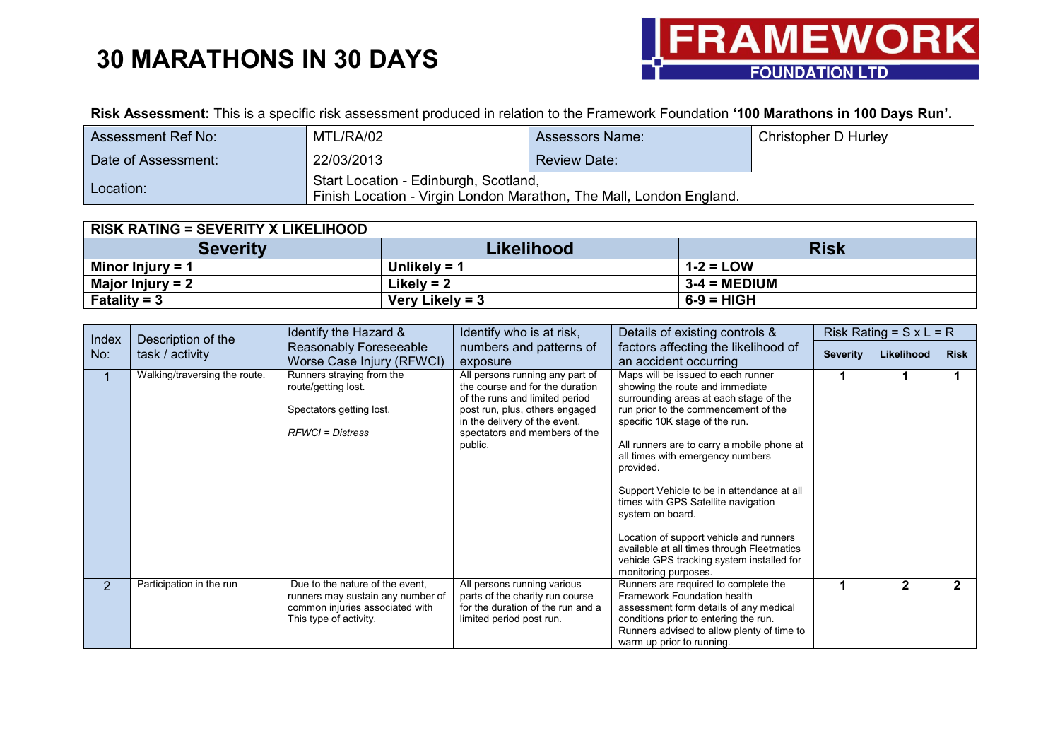# 30 MARATHONS IN 30 DAYS

**FRAMEWORK FOUNDATION LTD**

**Risk Assessment:** This is a specific risk assessment produced in relation to the Framework Foundation **'100 Marathons in 100 Days Run'.**

| Assessment Ref No: | MTL/RA/02 | Assessors Name: | Christopher D Hurley |
|---|---|---|---|
| Date of Assessment: | 22/03/2013 | Review Date: | |
| Location: | Start Location - Edinburgh, Scotland,<br>Finish Location - Virgin London Marathon, The Mall, London England. | | |

| **RISK RATING = SEVERITY X LIKELIHOOD** | | |
|---|---|---|
| **Severity** | **Likelihood** | **Risk** |
| **Minor Injury = 1** | **Unlikely = 1** | **1-2 = LOW** |
| **Major Injury = 2** | **Likely = 2** | **3-4 = MEDIUM** |
| **Fatality = 3** | **Very Likely = 3** | **6-9 = HIGH** |

| Index No: | Description of the task / activity | Identify the Hazard & Reasonably Foreseeable Worse Case Injury (RFWCI) | Identify who is at risk, numbers and patterns of exposure | Details of existing controls & factors affecting the likelihood of an accident occurring | Risk Rating = S x L = R | | |
|---|---|---|---|---|---|---|---|
| | | | | | **Severity** | **Likelihood** | **Risk** |
| 1 | Walking/traversing the route. | Runners straying from the route/getting lost.<br><br>Spectators getting lost.<br><br>*RFWCI = Distress* | All persons running any part of the course and for the duration of the runs and limited period post run, plus, others engaged in the delivery of the event, spectators and members of the public. | Maps will be issued to each runner showing the route and immediate surrounding areas at each stage of the run prior to the commencement of the specific 10K stage of the run.<br><br>All runners are to carry a mobile phone at all times with emergency numbers provided.<br><br>Support Vehicle to be in attendance at all times with GPS Satellite navigation system on board.<br><br>Location of support vehicle and runners available at all times through Fleetmatics vehicle GPS tracking system installed for monitoring purposes. | **1** | **1** | **1** |
| 2 | Participation in the run | Due to the nature of the event, runners may sustain any number of common injuries associated with This type of activity. | All persons running various parts of the charity run course for the duration of the run and a limited period post run. | Runners are required to complete the Framework Foundation health assessment form details of any medical conditions prior to entering the run. Runners advised to allow plenty of time to warm up prior to running. | **1** | **2** | **2** |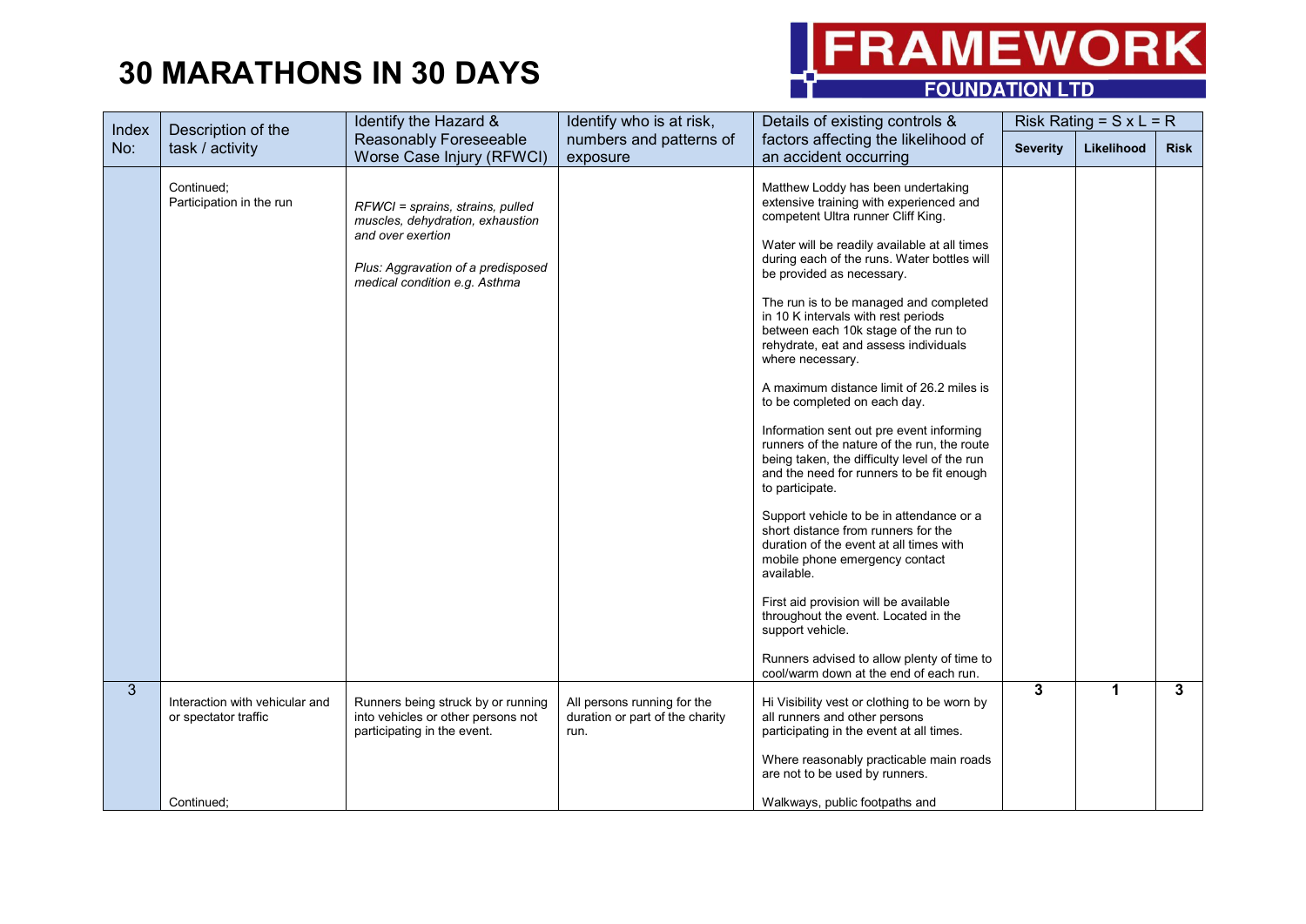# 30 MARATHONS IN 30 DAYS

FRAMEWORK FOUNDATION LTD

| Index No: | Description of the task / activity | Identify the Hazard & Reasonably Foreseeable Worse Case Injury (RFWCI) | Identify who is at risk, numbers and patterns of exposure | Details of existing controls & factors affecting the likelihood of an accident occurring | Risk Rating = S x L = R | | |
|---|---|---|---|---|---|---|---|
| | | | | | Severity | Likelihood | Risk |
| | Continued; Participation in the run | *RFWCI = sprains, strains, pulled muscles, dehydration, exhaustion and over exertion*<br><br>*Plus: Aggravation of a predisposed medical condition e.g. Asthma* | | Matthew Loddy has been undertaking extensive training with experienced and competent Ultra runner Cliff King.<br><br>Water will be readily available at all times during each of the runs. Water bottles will be provided as necessary.<br><br>The run is to be managed and completed in 10 K intervals with rest periods between each 10k stage of the run to rehydrate, eat and assess individuals where necessary.<br><br>A maximum distance limit of 26.2 miles is to be completed on each day.<br><br>Information sent out pre event informing runners of the nature of the run, the route being taken, the difficulty level of the run and the need for runners to be fit enough to participate.<br><br>Support vehicle to be in attendance or a short distance from runners for the duration of the event at all times with mobile phone emergency contact available.<br><br>First aid provision will be available throughout the event. Located in the support vehicle.<br><br>Runners advised to allow plenty of time to cool/warm down at the end of each run. | | | |
| 3 | Interaction with vehicular and or spectator traffic<br><br>Continued; | Runners being struck by or running into vehicles or other persons not participating in the event. | All persons running for the duration or part of the charity run. | Hi Visibility vest or clothing to be worn by all runners and other persons participating in the event at all times.<br><br>Where reasonably practicable main roads are not to be used by runners.<br><br>Walkways, public footpaths and | 3 | 1 | 3 |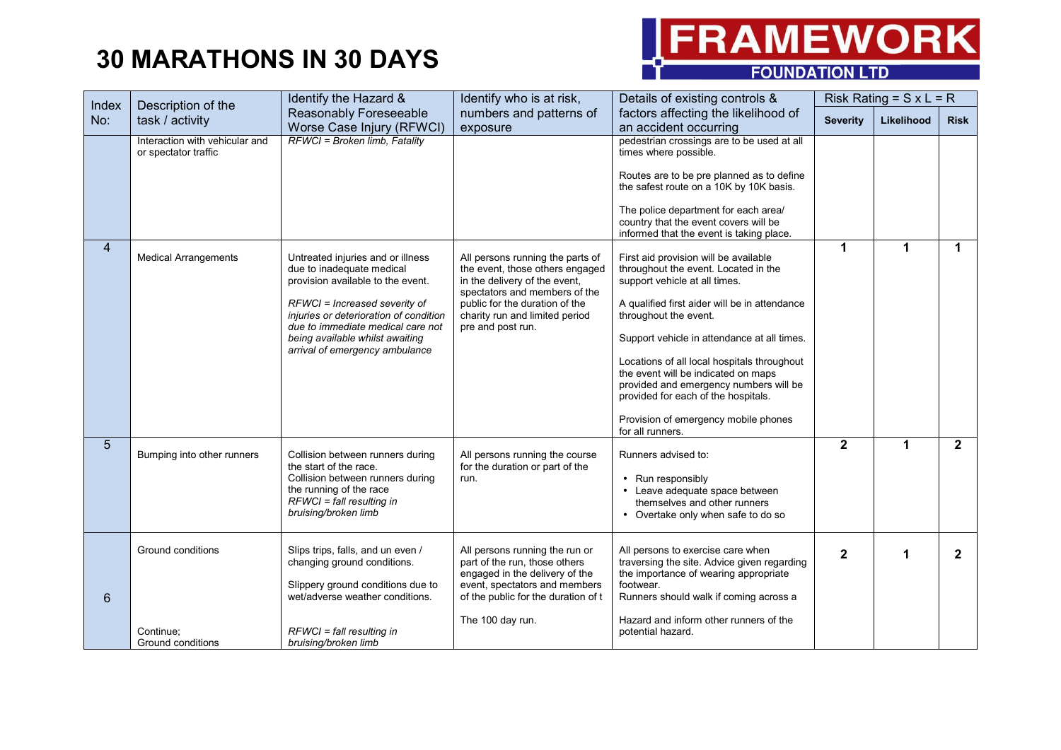# 30 MARATHONS IN 30 DAYS

FRAMEWORK FOUNDATION LTD

| Index No: | Description of the task / activity | Identify the Hazard & Reasonably Foreseeable Worse Case Injury (RFWCI) | Identify who is at risk, numbers and patterns of exposure | Details of existing controls & factors affecting the likelihood of an accident occurring | Risk Rating = S x L = R | | |
|---|---|---|---|---|---|---|---|
| | | | | | **Severity** | **Likelihood** | **Risk** |
| | Interaction with vehicular and or spectator traffic | *RFWCI = Broken limb, Fatality* | | pedestrian crossings are to be used at all times where possible.<br><br>Routes are to be pre planned as to define the safest route on a 10K by 10K basis.<br><br>The police department for each area/ country that the event covers will be informed that the event is taking place. | | | |
| 4 | Medical Arrangements | Untreated injuries and or illness due to inadequate medical provision available to the event.<br><br>*RFWCI = Increased severity of injuries or deterioration of condition due to immediate medical care not being available whilst awaiting arrival of emergency ambulance* | All persons running the parts of the event, those others engaged in the delivery of the event, spectators and members of the public for the duration of the charity run and limited period pre and post run. | First aid provision will be available throughout the event. Located in the support vehicle at all times.<br><br>A qualified first aider will be in attendance throughout the event.<br><br>Support vehicle in attendance at all times.<br><br>Locations of all local hospitals throughout the event will be indicated on maps provided and emergency numbers will be provided for each of the hospitals.<br><br>Provision of emergency mobile phones for all runners. | 1 | 1 | 1 |
| 5 | Bumping into other runners | Collision between runners during the start of the race.<br>Collision between runners during the running of the race<br>*RFWCI = fall resulting in bruising/broken limb* | All persons running the course for the duration or part of the run. | Runners advised to:<br>• Run responsibly<br>• Leave adequate space between themselves and other runners<br>• Overtake only when safe to do so | 2 | 1 | 2 |
| 6 | Ground conditions<br><br>Continue;<br>Ground conditions | Slips trips, falls, and un even / changing ground conditions.<br><br>Slippery ground conditions due to wet/adverse weather conditions.<br><br>*RFWCI = fall resulting in bruising/broken limb* | All persons running the run or part of the run, those others engaged in the delivery of the event, spectators and members of the public for the duration of t<br><br>The 100 day run. | All persons to exercise care when traversing the site. Advice given regarding the importance of wearing appropriate footwear.<br>Runners should walk if coming across a<br><br>Hazard and inform other runners of the potential hazard. | 2 | 1 | 2 |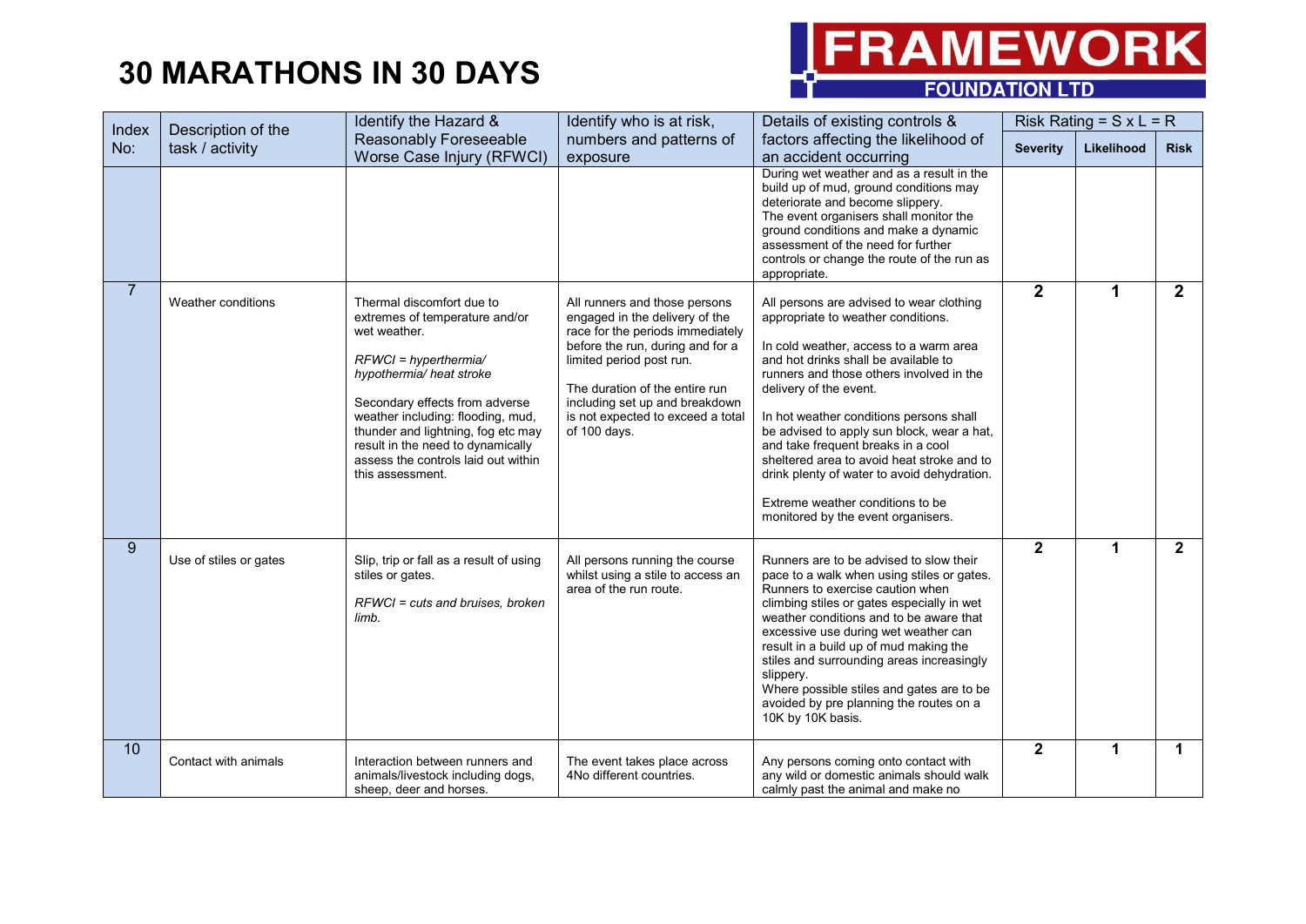# 30 MARATHONS IN 30 DAYS

FRAMEWORK FOUNDATION LTD

| Index No: | Description of the task / activity | Identify the Hazard & Reasonably Foreseeable Worse Case Injury (RFWCI) | Identify who is at risk, numbers and patterns of exposure | Details of existing controls & factors affecting the likelihood of an accident occurring | Risk Rating = S x L = R | | |
|---|---|---|---|---|---|---|---|
| | | | | | Severity | Likelihood | Risk |
| | | | | During wet weather and as a result in the build up of mud, ground conditions may deteriorate and become slippery. The event organisers shall monitor the ground conditions and make a dynamic assessment of the need for further controls or change the route of the run as appropriate. | | | |
| 7 | Weather conditions | Thermal discomfort due to extremes of temperature and/or wet weather.<br><br>*RFWCI = hyperthermia/ hypothermia/ heat stroke*<br><br>Secondary effects from adverse weather including: flooding, mud, thunder and lightning, fog etc may result in the need to dynamically assess the controls laid out within this assessment. | All runners and those persons engaged in the delivery of the race for the periods immediately before the run, during and for a limited period post run.<br><br>The duration of the entire run including set up and breakdown is not expected to exceed a total of 100 days. | All persons are advised to wear clothing appropriate to weather conditions.<br><br>In cold weather, access to a warm area and hot drinks shall be available to runners and those others involved in the delivery of the event.<br><br>In hot weather conditions persons shall be advised to apply sun block, wear a hat, and take frequent breaks in a cool sheltered area to avoid heat stroke and to drink plenty of water to avoid dehydration.<br><br>Extreme weather conditions to be monitored by the event organisers. | **2** | **1** | **2** |
| 9 | Use of stiles or gates | Slip, trip or fall as a result of using stiles or gates.<br><br>*RFWCI = cuts and bruises, broken limb.* | All persons running the course whilst using a stile to access an area of the run route. | Runners are to be advised to slow their pace to a walk when using stiles or gates. Runners to exercise caution when climbing stiles or gates especially in wet weather conditions and to be aware that excessive use during wet weather can result in a build up of mud making the stiles and surrounding areas increasingly slippery.<br>Where possible stiles and gates are to be avoided by pre planning the routes on a 10K by 10K basis. | **2** | **1** | **2** |
| 10 | Contact with animals | Interaction between runners and animals/livestock including dogs, sheep, deer and horses. | The event takes place across 4No different countries. | Any persons coming onto contact with any wild or domestic animals should walk calmly past the animal and make no | **2** | **1** | **1** |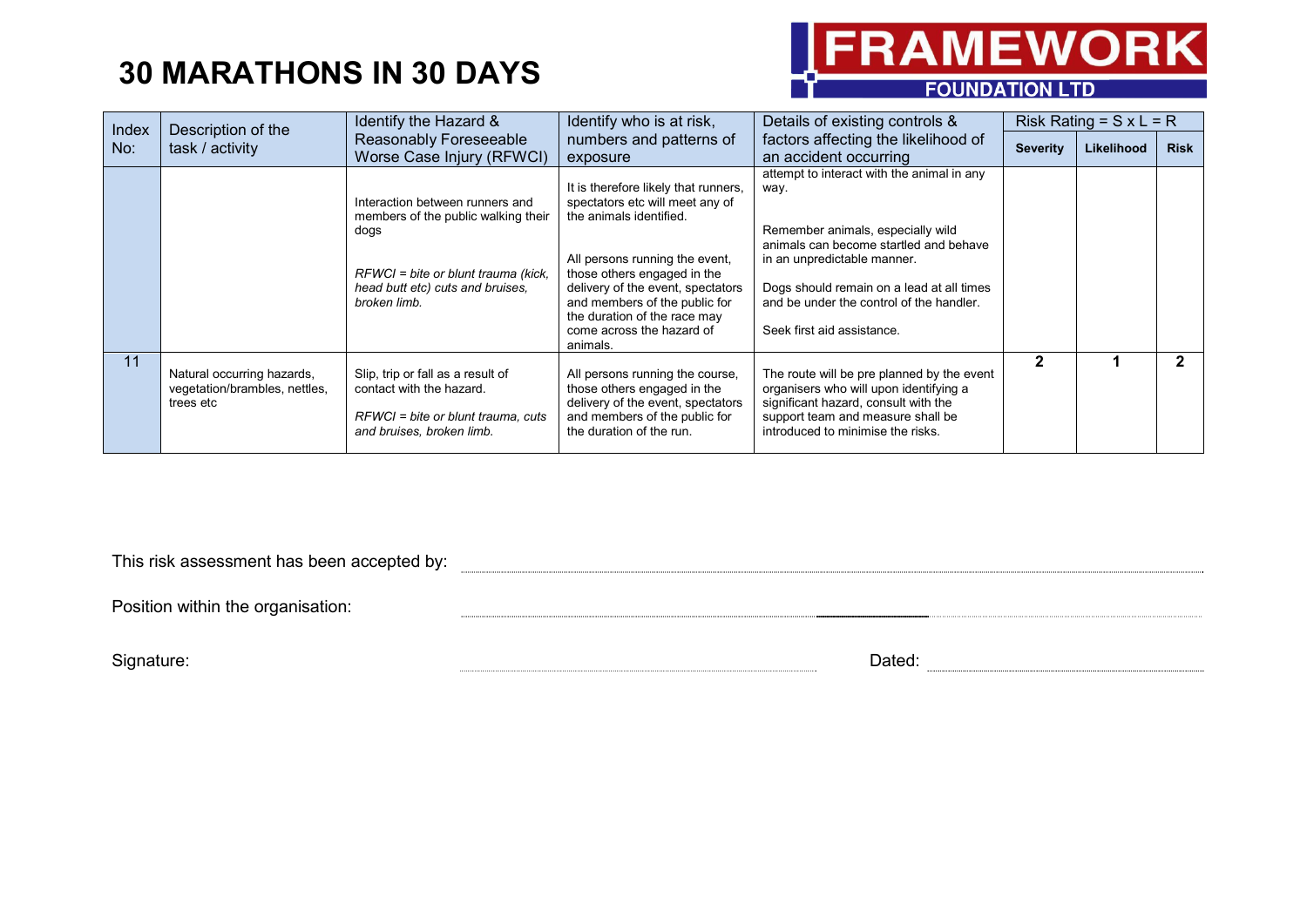# 30 MARATHONS IN 30 DAYS

FRAMEWORK FOUNDATION LTD

| Index No: | Description of the task / activity | Identify the Hazard & Reasonably Foreseeable Worse Case Injury (RFWCI) | Identify who is at risk, numbers and patterns of exposure | Details of existing controls & factors affecting the likelihood of an accident occurring | Risk Rating = S x L = R | | |
|---|---|---|---|---|---|---|---|
| | | | | | **Severity** | **Likelihood** | **Risk** |
| | | Interaction between runners and members of the public walking their dogs<br><br>*RFWCI = bite or blunt trauma (kick, head butt etc) cuts and bruises, broken limb.* | It is therefore likely that runners, spectators etc will meet any of the animals identified.<br><br>All persons running the event, those others engaged in the delivery of the event, spectators and members of the public for the duration of the race may come across the hazard of animals. | attempt to interact with the animal in any way.<br><br>Remember animals, especially wild animals can become startled and behave in an unpredictable manner.<br><br>Dogs should remain on a lead at all times and be under the control of the handler.<br><br>Seek first aid assistance. | | | |
| 11 | Natural occurring hazards, vegetation/brambles, nettles, trees etc | Slip, trip or fall as a result of contact with the hazard.<br><br>*RFWCI = bite or blunt trauma, cuts and bruises, broken limb.* | All persons running the course, those others engaged in the delivery of the event, spectators and members of the public for the duration of the run. | The route will be pre planned by the event organisers who will upon identifying a significant hazard, consult with the support team and measure shall be introduced to minimise the risks. | **2** | **1** | **2** |

This risk assessment has been accepted by: ..............................

Position within the organisation: ..............................

Signature: .............................. Dated: ..............................